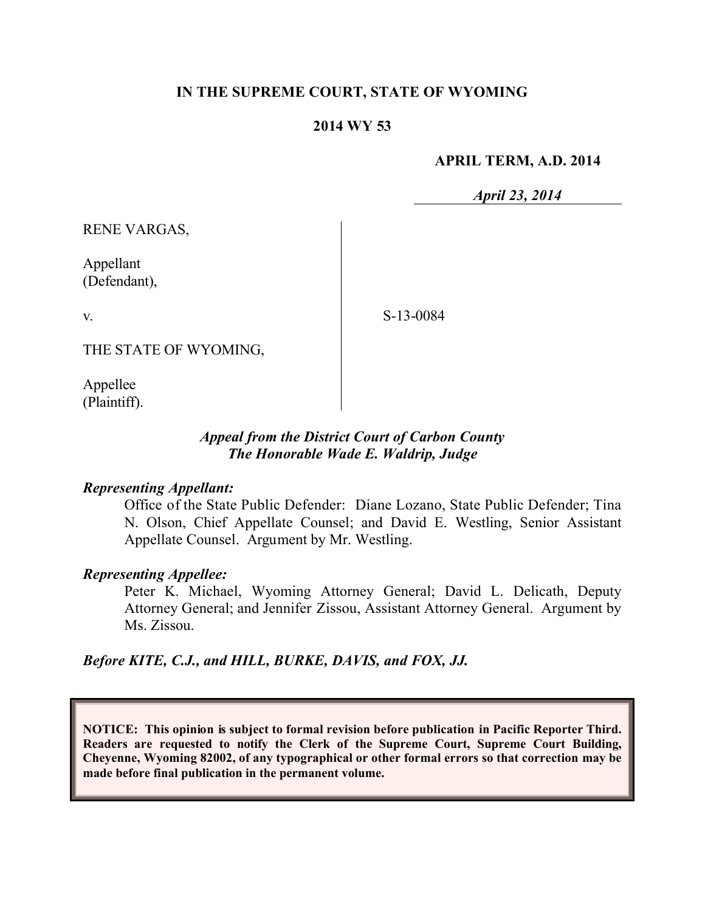**IN THE SUPREME COURT, STATE OF WYOMING**

**2014 WY 53**

**APRIL TERM, A.D. 2014**

*April 23, 2014*

RENE VARGAS,

Appellant
(Defendant),

v.

THE STATE OF WYOMING,

Appellee
(Plaintiff).

S-13-0084

*Appeal from the District Court of Carbon County*
*The Honorable Wade E. Waldrip, Judge*

***Representing Appellant:***

Office of the State Public Defender: Diane Lozano, State Public Defender; Tina N. Olson, Chief Appellate Counsel; and David E. Westling, Senior Assistant Appellate Counsel. Argument by Mr. Westling.

***Representing Appellee:***

Peter K. Michael, Wyoming Attorney General; David L. Delicath, Deputy Attorney General; and Jennifer Zissou, Assistant Attorney General. Argument by Ms. Zissou.

***Before KITE, C.J., and HILL, BURKE, DAVIS, and FOX, JJ.***

**NOTICE: This opinion is subject to formal revision before publication in Pacific Reporter Third. Readers are requested to notify the Clerk of the Supreme Court, Supreme Court Building, Cheyenne, Wyoming 82002, of any typographical or other formal errors so that correction may be made before final publication in the permanent volume.**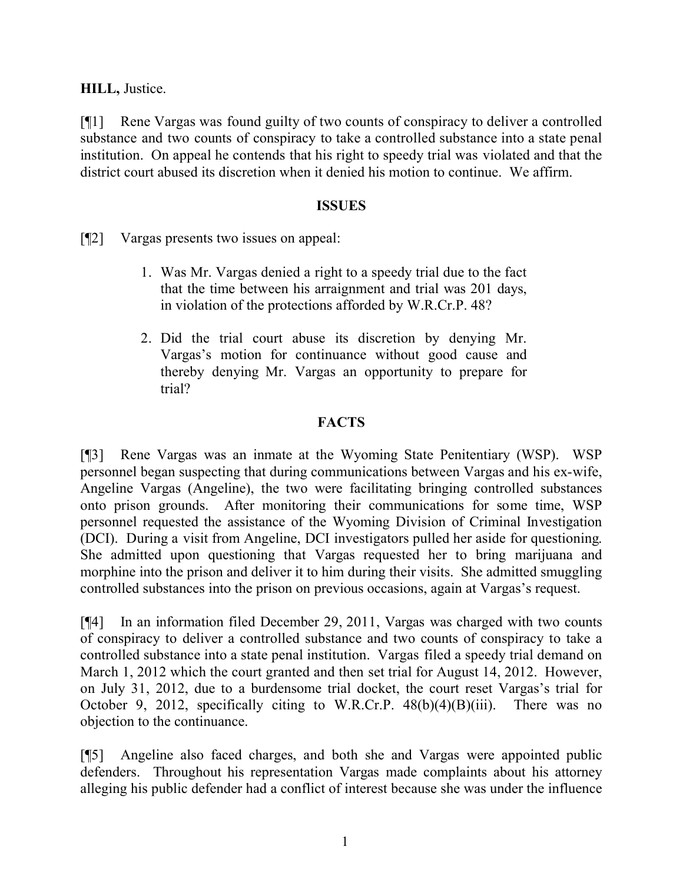**HILL,** Justice.

[¶1] Rene Vargas was found guilty of two counts of conspiracy to deliver a controlled substance and two counts of conspiracy to take a controlled substance into a state penal institution. On appeal he contends that his right to speedy trial was violated and that the district court abused its discretion when it denied his motion to continue. We affirm.

## ISSUES

[¶2] Vargas presents two issues on appeal:

> 1. Was Mr. Vargas denied a right to a speedy trial due to the fact that the time between his arraignment and trial was 201 days, in violation of the protections afforded by W.R.Cr.P. 48?
>
> 2. Did the trial court abuse its discretion by denying Mr. Vargas's motion for continuance without good cause and thereby denying Mr. Vargas an opportunity to prepare for trial?

## FACTS

[¶3] Rene Vargas was an inmate at the Wyoming State Penitentiary (WSP). WSP personnel began suspecting that during communications between Vargas and his ex-wife, Angeline Vargas (Angeline), the two were facilitating bringing controlled substances onto prison grounds. After monitoring their communications for some time, WSP personnel requested the assistance of the Wyoming Division of Criminal Investigation (DCI). During a visit from Angeline, DCI investigators pulled her aside for questioning. She admitted upon questioning that Vargas requested her to bring marijuana and morphine into the prison and deliver it to him during their visits. She admitted smuggling controlled substances into the prison on previous occasions, again at Vargas's request.

[¶4] In an information filed December 29, 2011, Vargas was charged with two counts of conspiracy to deliver a controlled substance and two counts of conspiracy to take a controlled substance into a state penal institution. Vargas filed a speedy trial demand on March 1, 2012 which the court granted and then set trial for August 14, 2012. However, on July 31, 2012, due to a burdensome trial docket, the court reset Vargas's trial for October 9, 2012, specifically citing to W.R.Cr.P. 48(b)(4)(B)(iii). There was no objection to the continuance.

[¶5] Angeline also faced charges, and both she and Vargas were appointed public defenders. Throughout his representation Vargas made complaints about his attorney alleging his public defender had a conflict of interest because she was under the influence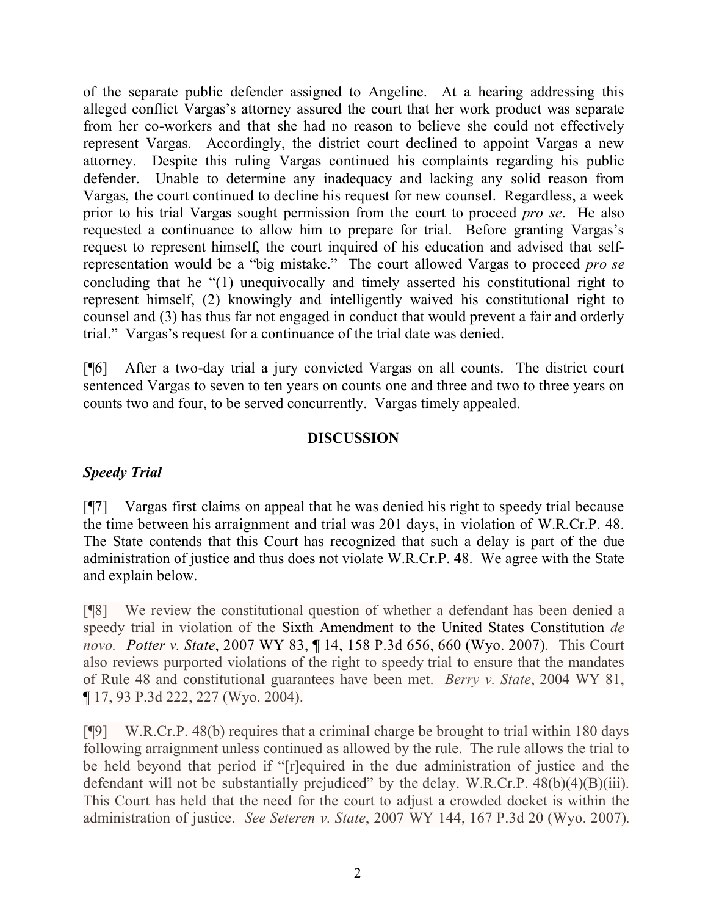of the separate public defender assigned to Angeline. At a hearing addressing this alleged conflict Vargas's attorney assured the court that her work product was separate from her co-workers and that she had no reason to believe she could not effectively represent Vargas. Accordingly, the district court declined to appoint Vargas a new attorney. Despite this ruling Vargas continued his complaints regarding his public defender. Unable to determine any inadequacy and lacking any solid reason from Vargas, the court continued to decline his request for new counsel. Regardless, a week prior to his trial Vargas sought permission from the court to proceed *pro se*. He also requested a continuance to allow him to prepare for trial. Before granting Vargas's request to represent himself, the court inquired of his education and advised that self-representation would be a "big mistake." The court allowed Vargas to proceed *pro se* concluding that he "(1) unequivocally and timely asserted his constitutional right to represent himself, (2) knowingly and intelligently waived his constitutional right to counsel and (3) has thus far not engaged in conduct that would prevent a fair and orderly trial." Vargas's request for a continuance of the trial date was denied.

[¶6] After a two-day trial a jury convicted Vargas on all counts. The district court sentenced Vargas to seven to ten years on counts one and three and two to three years on counts two and four, to be served concurrently. Vargas timely appealed.

## DISCUSSION

### *Speedy Trial*

[¶7] Vargas first claims on appeal that he was denied his right to speedy trial because the time between his arraignment and trial was 201 days, in violation of W.R.Cr.P. 48. The State contends that this Court has recognized that such a delay is part of the due administration of justice and thus does not violate W.R.Cr.P. 48. We agree with the State and explain below.

[¶8] We review the constitutional question of whether a defendant has been denied a speedy trial in violation of the Sixth Amendment to the United States Constitution *de novo*. *Potter v. State*, 2007 WY 83, ¶ 14, 158 P.3d 656, 660 (Wyo. 2007). This Court also reviews purported violations of the right to speedy trial to ensure that the mandates of Rule 48 and constitutional guarantees have been met. *Berry v. State*, 2004 WY 81, ¶ 17, 93 P.3d 222, 227 (Wyo. 2004).

[¶9] W.R.Cr.P. 48(b) requires that a criminal charge be brought to trial within 180 days following arraignment unless continued as allowed by the rule. The rule allows the trial to be held beyond that period if "[r]equired in the due administration of justice and the defendant will not be substantially prejudiced" by the delay. W.R.Cr.P. 48(b)(4)(B)(iii). This Court has held that the need for the court to adjust a crowded docket is within the administration of justice. *See Seteren v. State*, 2007 WY 144, 167 P.3d 20 (Wyo. 2007).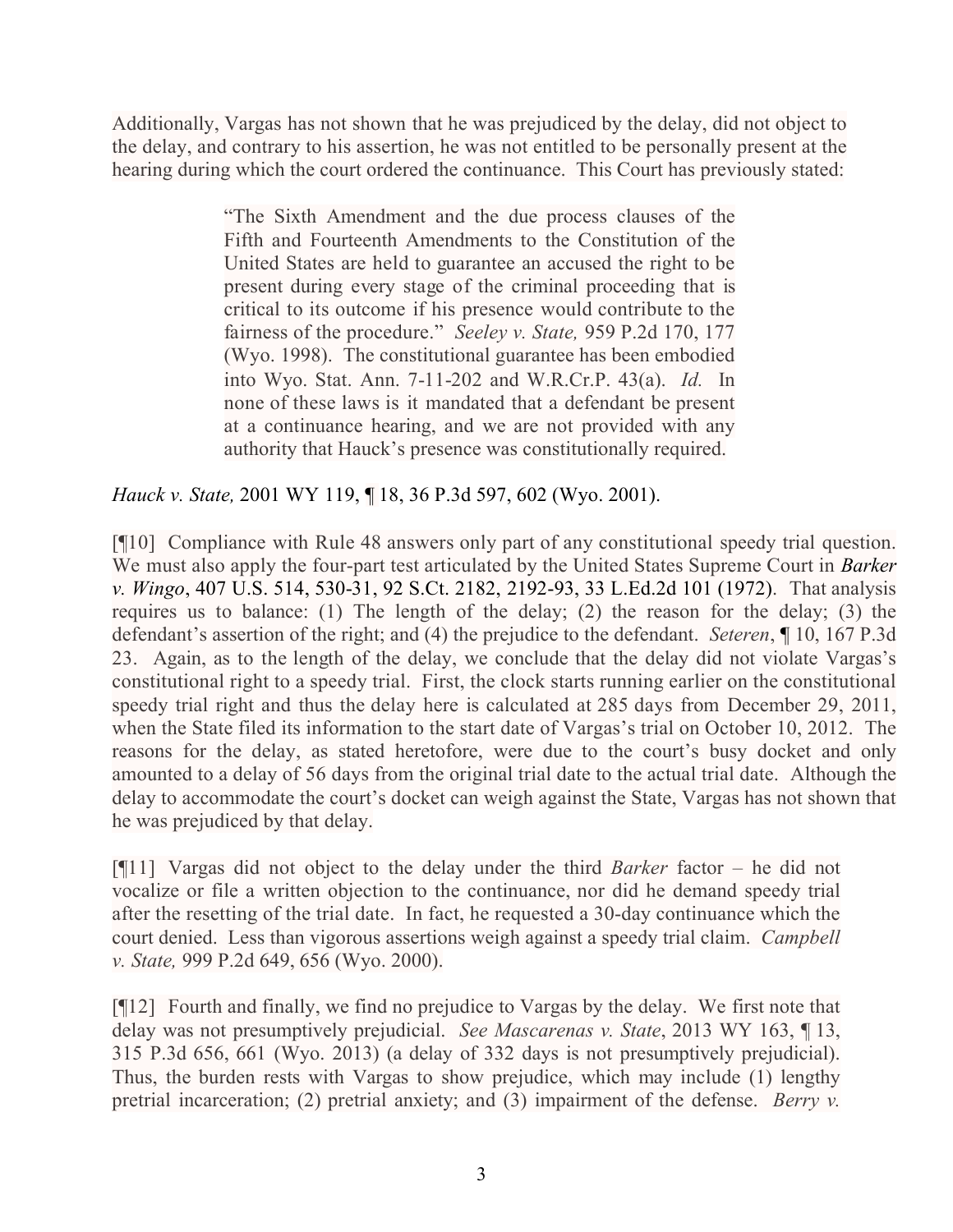Additionally, Vargas has not shown that he was prejudiced by the delay, did not object to the delay, and contrary to his assertion, he was not entitled to be personally present at the hearing during which the court ordered the continuance. This Court has previously stated:

> "The Sixth Amendment and the due process clauses of the Fifth and Fourteenth Amendments to the Constitution of the United States are held to guarantee an accused the right to be present during every stage of the criminal proceeding that is critical to its outcome if his presence would contribute to the fairness of the procedure." *Seeley v. State,* 959 P.2d 170, 177 (Wyo. 1998). The constitutional guarantee has been embodied into Wyo. Stat. Ann. 7-11-202 and W.R.Cr.P. 43(a). *Id.* In none of these laws is it mandated that a defendant be present at a continuance hearing, and we are not provided with any authority that Hauck's presence was constitutionally required.

*Hauck v. State,* 2001 WY 119, ¶ 18, 36 P.3d 597, 602 (Wyo. 2001).

[¶10] Compliance with Rule 48 answers only part of any constitutional speedy trial question. We must also apply the four-part test articulated by the United States Supreme Court in *Barker v. Wingo*, 407 U.S. 514, 530-31, 92 S.Ct. 2182, 2192-93, 33 L.Ed.2d 101 (1972). That analysis requires us to balance: (1) The length of the delay; (2) the reason for the delay; (3) the defendant's assertion of the right; and (4) the prejudice to the defendant. *Seteren*, ¶ 10, 167 P.3d 23. Again, as to the length of the delay, we conclude that the delay did not violate Vargas's constitutional right to a speedy trial. First, the clock starts running earlier on the constitutional speedy trial right and thus the delay here is calculated at 285 days from December 29, 2011, when the State filed its information to the start date of Vargas's trial on October 10, 2012. The reasons for the delay, as stated heretofore, were due to the court's busy docket and only amounted to a delay of 56 days from the original trial date to the actual trial date. Although the delay to accommodate the court's docket can weigh against the State, Vargas has not shown that he was prejudiced by that delay.

[¶11] Vargas did not object to the delay under the third *Barker* factor – he did not vocalize or file a written objection to the continuance, nor did he demand speedy trial after the resetting of the trial date. In fact, he requested a 30-day continuance which the court denied. Less than vigorous assertions weigh against a speedy trial claim. *Campbell v. State,* 999 P.2d 649, 656 (Wyo. 2000).

[¶12] Fourth and finally, we find no prejudice to Vargas by the delay. We first note that delay was not presumptively prejudicial. *See Mascarenas v. State*, 2013 WY 163, ¶ 13, 315 P.3d 656, 661 (Wyo. 2013) (a delay of 332 days is not presumptively prejudicial). Thus, the burden rests with Vargas to show prejudice, which may include (1) lengthy pretrial incarceration; (2) pretrial anxiety; and (3) impairment of the defense. *Berry v.*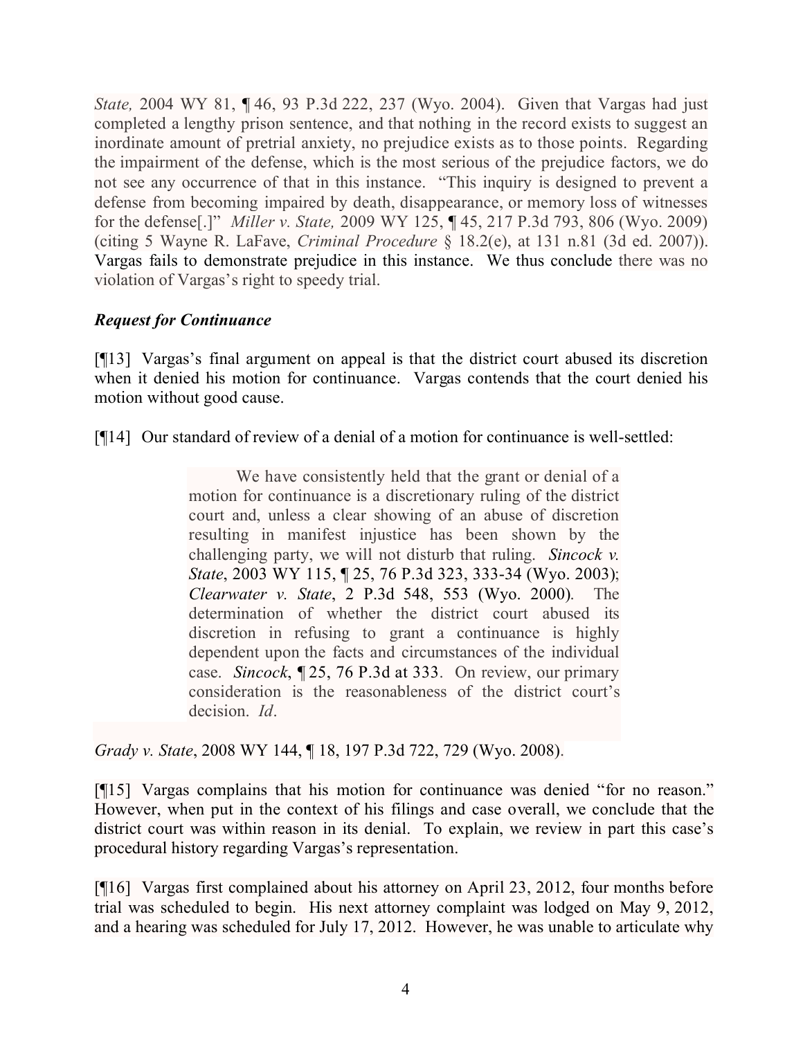*State,* 2004 WY 81, ¶ 46, 93 P.3d 222, 237 (Wyo. 2004). Given that Vargas had just completed a lengthy prison sentence, and that nothing in the record exists to suggest an inordinate amount of pretrial anxiety, no prejudice exists as to those points. Regarding the impairment of the defense, which is the most serious of the prejudice factors, we do not see any occurrence of that in this instance. "This inquiry is designed to prevent a defense from becoming impaired by death, disappearance, or memory loss of witnesses for the defense[.]" *Miller v. State,* 2009 WY 125, ¶ 45, 217 P.3d 793, 806 (Wyo. 2009) (citing 5 Wayne R. LaFave, *Criminal Procedure* § 18.2(e), at 131 n.81 (3d ed. 2007)). Vargas fails to demonstrate prejudice in this instance. We thus conclude there was no violation of Vargas's right to speedy trial.

***Request for Continuance***

[¶13] Vargas's final argument on appeal is that the district court abused its discretion when it denied his motion for continuance. Vargas contends that the court denied his motion without good cause.

[¶14] Our standard of review of a denial of a motion for continuance is well-settled:

> We have consistently held that the grant or denial of a motion for continuance is a discretionary ruling of the district court and, unless a clear showing of an abuse of discretion resulting in manifest injustice has been shown by the challenging party, we will not disturb that ruling. *Sincock v. State*, 2003 WY 115, ¶ 25, 76 P.3d 323, 333-34 (Wyo. 2003); *Clearwater v. State*, 2 P.3d 548, 553 (Wyo. 2000). The determination of whether the district court abused its discretion in refusing to grant a continuance is highly dependent upon the facts and circumstances of the individual case. *Sincock*, ¶ 25, 76 P.3d at 333. On review, our primary consideration is the reasonableness of the district court's decision. *Id*.

*Grady v. State*, 2008 WY 144, ¶ 18, 197 P.3d 722, 729 (Wyo. 2008).

[¶15] Vargas complains that his motion for continuance was denied "for no reason." However, when put in the context of his filings and case overall, we conclude that the district court was within reason in its denial. To explain, we review in part this case's procedural history regarding Vargas's representation.

[¶16] Vargas first complained about his attorney on April 23, 2012, four months before trial was scheduled to begin. His next attorney complaint was lodged on May 9, 2012, and a hearing was scheduled for July 17, 2012. However, he was unable to articulate why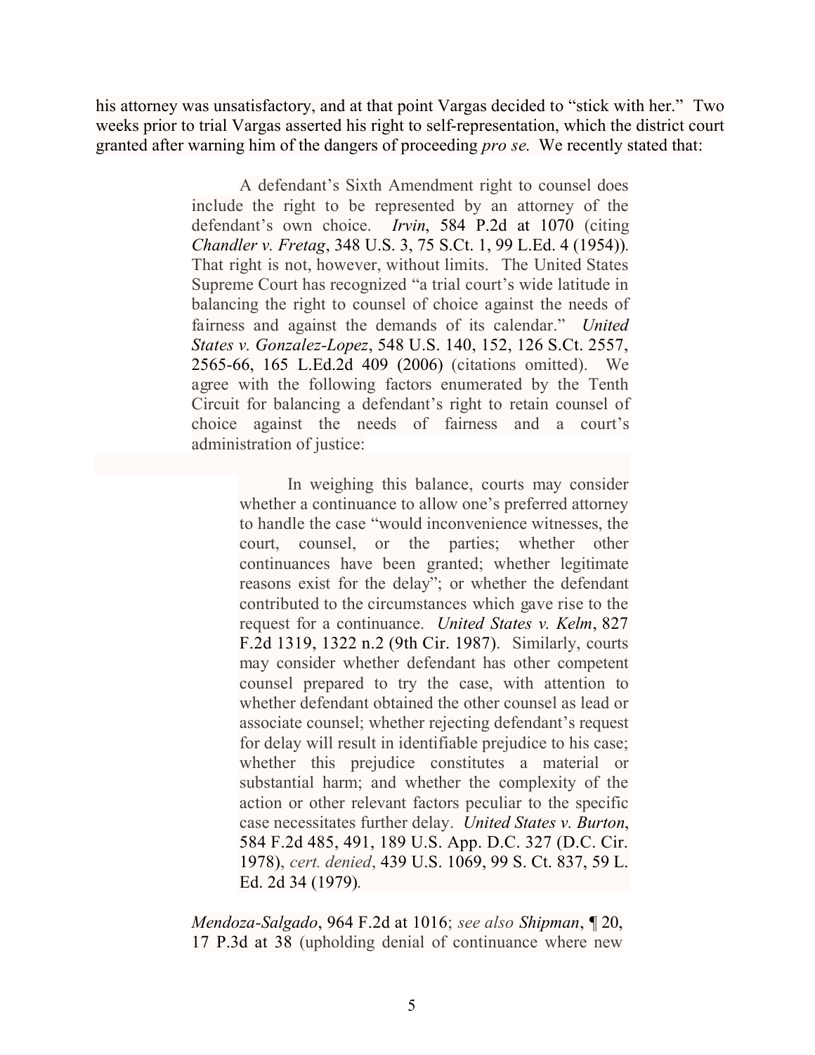his attorney was unsatisfactory, and at that point Vargas decided to "stick with her." Two weeks prior to trial Vargas asserted his right to self-representation, which the district court granted after warning him of the dangers of proceeding *pro se.* We recently stated that:

> A defendant's Sixth Amendment right to counsel does include the right to be represented by an attorney of the defendant's own choice. *Irvin*, 584 P.2d at 1070 (citing *Chandler v. Fretag*, 348 U.S. 3, 75 S.Ct. 1, 99 L.Ed. 4 (1954)). That right is not, however, without limits. The United States Supreme Court has recognized "a trial court's wide latitude in balancing the right to counsel of choice against the needs of fairness and against the demands of its calendar." *United States v. Gonzalez-Lopez*, 548 U.S. 140, 152, 126 S.Ct. 2557, 2565-66, 165 L.Ed.2d 409 (2006) (citations omitted). We agree with the following factors enumerated by the Tenth Circuit for balancing a defendant's right to retain counsel of choice against the needs of fairness and a court's administration of justice:
>
> > In weighing this balance, courts may consider whether a continuance to allow one's preferred attorney to handle the case "would inconvenience witnesses, the court, counsel, or the parties; whether other continuances have been granted; whether legitimate reasons exist for the delay"; or whether the defendant contributed to the circumstances which gave rise to the request for a continuance. *United States v. Kelm*, 827 F.2d 1319, 1322 n.2 (9th Cir. 1987). Similarly, courts may consider whether defendant has other competent counsel prepared to try the case, with attention to whether defendant obtained the other counsel as lead or associate counsel; whether rejecting defendant's request for delay will result in identifiable prejudice to his case; whether this prejudice constitutes a material or substantial harm; and whether the complexity of the action or other relevant factors peculiar to the specific case necessitates further delay. *United States v. Burton*, 584 F.2d 485, 491, 189 U.S. App. D.C. 327 (D.C. Cir. 1978), *cert. denied*, 439 U.S. 1069, 99 S. Ct. 837, 59 L. Ed. 2d 34 (1979).
>
> *Mendoza-Salgado*, 964 F.2d at 1016; *see also* *Shipman*, ¶ 20, 17 P.3d at 38 (upholding denial of continuance where new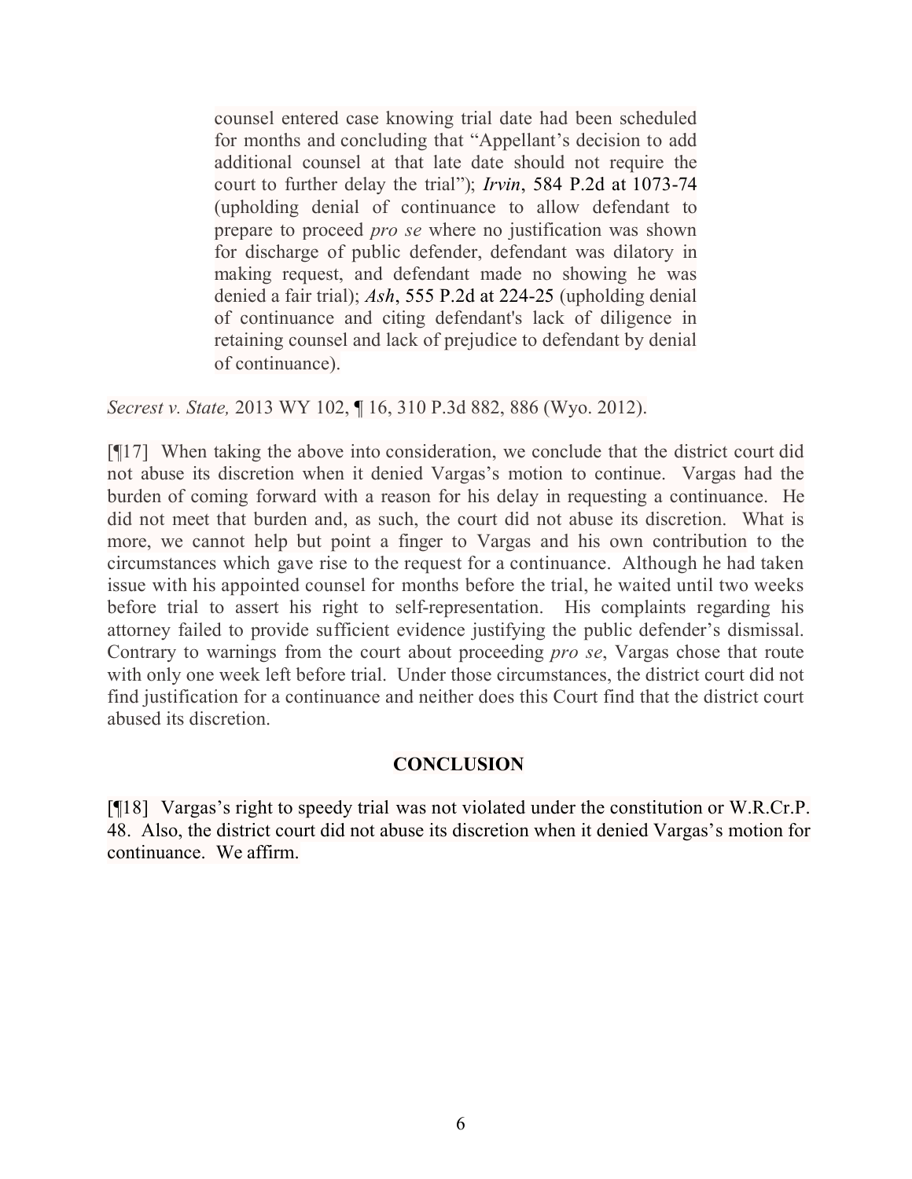> counsel entered case knowing trial date had been scheduled for months and concluding that "Appellant's decision to add additional counsel at that late date should not require the court to further delay the trial"); *Irvin*, 584 P.2d at 1073-74 (upholding denial of continuance to allow defendant to prepare to proceed *pro se* where no justification was shown for discharge of public defender, defendant was dilatory in making request, and defendant made no showing he was denied a fair trial); *Ash*, 555 P.2d at 224-25 (upholding denial of continuance and citing defendant's lack of diligence in retaining counsel and lack of prejudice to defendant by denial of continuance).

*Secrest v. State,* 2013 WY 102, ¶ 16, 310 P.3d 882, 886 (Wyo. 2012).

[¶17] When taking the above into consideration, we conclude that the district court did not abuse its discretion when it denied Vargas's motion to continue. Vargas had the burden of coming forward with a reason for his delay in requesting a continuance. He did not meet that burden and, as such, the court did not abuse its discretion. What is more, we cannot help but point a finger to Vargas and his own contribution to the circumstances which gave rise to the request for a continuance. Although he had taken issue with his appointed counsel for months before the trial, he waited until two weeks before trial to assert his right to self-representation. His complaints regarding his attorney failed to provide sufficient evidence justifying the public defender's dismissal. Contrary to warnings from the court about proceeding *pro se*, Vargas chose that route with only one week left before trial. Under those circumstances, the district court did not find justification for a continuance and neither does this Court find that the district court abused its discretion.

## CONCLUSION

[¶18] Vargas's right to speedy trial was not violated under the constitution or W.R.Cr.P. 48. Also, the district court did not abuse its discretion when it denied Vargas's motion for continuance. We affirm.